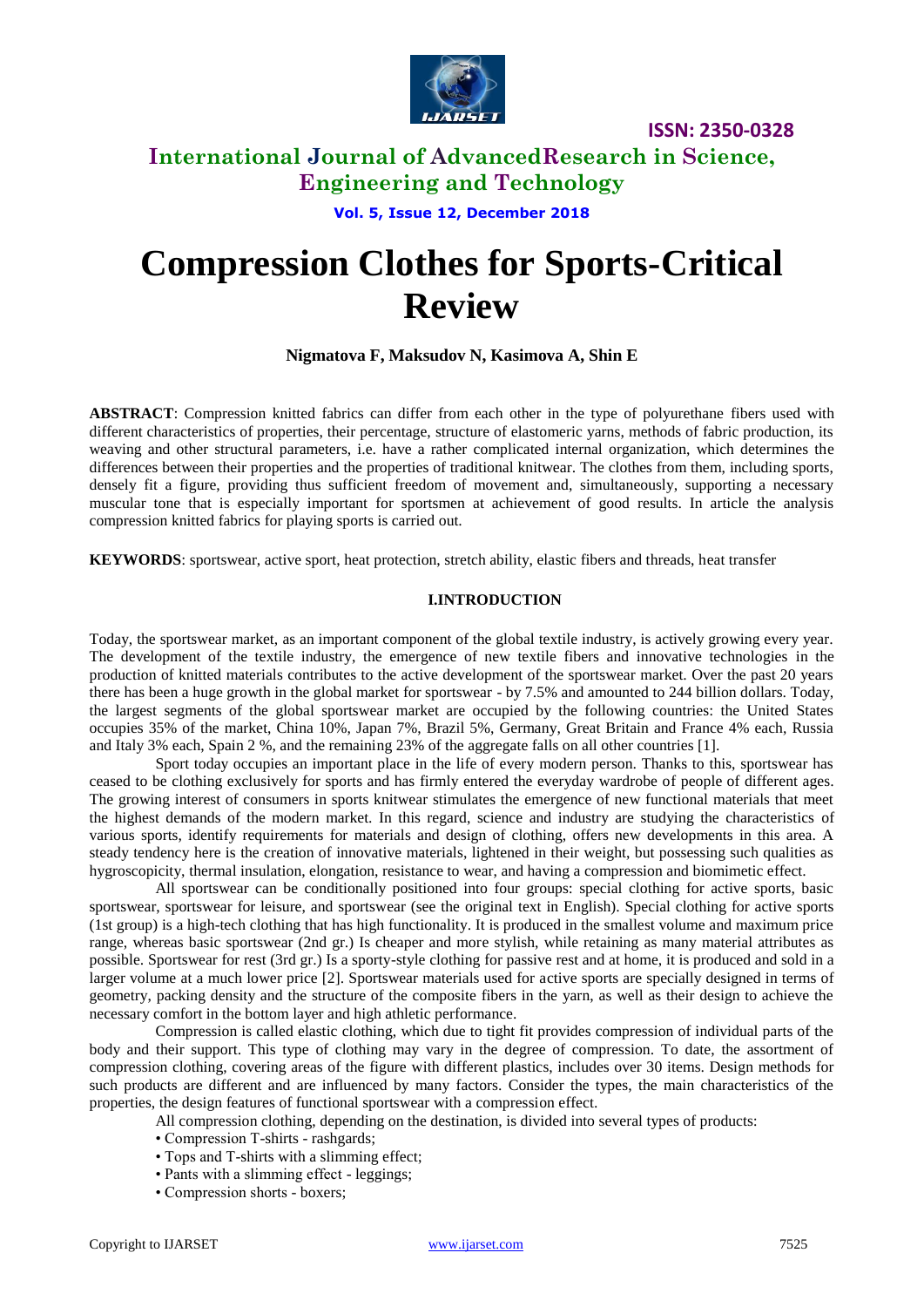# Compression Clothes for Sports-Critical Review

**Nigmatova F, Maksudov N, Kasimova A, Shin E**

**ABSTRACT**: Compression knitted fabrics can differ from each other in the type of polyurethane fibers used with different characteristics of properties, their percentage, structure of elastomeric yarns, methods of fabric production, its weaving and other structural parameters, i.e. have a rather complicated internal organization, which determines the differences between their properties and the properties of traditional knitwear. The clothes from them, including sports, densely fit a figure, providing thus sufficient freedom of movement and, simultaneously, supporting a necessary muscular tone that is especially important for sportsmen at achievement of good results. In article the analysis compression knitted fabrics for playing sports is carried out.

**KEYWORDS**: sportswear, active sport, heat protection, stretch ability, elastic fibers and threads, heat transfer

## I.INTRODUCTION

Today, the sportswear market, as an important component of the global textile industry, is actively growing every year. The development of the textile industry, the emergence of new textile fibers and innovative technologies in the production of knitted materials contributes to the active development of the sportswear market. Over the past 20 years there has been a huge growth in the global market for sportswear - by 7.5% and amounted to 244 billion dollars. Today, the largest segments of the global sportswear market are occupied by the following countries: the United States occupies 35% of the market, China 10%, Japan 7%, Brazil 5%, Germany, Great Britain and France 4% each, Russia and Italy 3% each, Spain 2 %, and the remaining 23% of the aggregate falls on all other countries [1].

Sport today occupies an important place in the life of every modern person. Thanks to this, sportswear has ceased to be clothing exclusively for sports and has firmly entered the everyday wardrobe of people of different ages. The growing interest of consumers in sports knitwear stimulates the emergence of new functional materials that meet the highest demands of the modern market. In this regard, science and industry are studying the characteristics of various sports, identify requirements for materials and design of clothing, offers new developments in this area. A steady tendency here is the creation of innovative materials, lightened in their weight, but possessing such qualities as hygroscopicity, thermal insulation, elongation, resistance to wear, and having a compression and biomimetic effect.

All sportswear can be conditionally positioned into four groups: special clothing for active sports, basic sportswear, sportswear for leisure, and sportswear (see the original text in English). Special clothing for active sports (1st group) is a high-tech clothing that has high functionality. It is produced in the smallest volume and maximum price range, whereas basic sportswear (2nd gr.) Is cheaper and more stylish, while retaining as many material attributes as possible. Sportswear for rest (3rd gr.) Is a sporty-style clothing for passive rest and at home, it is produced and sold in a larger volume at a much lower price [2]. Sportswear materials used for active sports are specially designed in terms of geometry, packing density and the structure of the composite fibers in the yarn, as well as their design to achieve the necessary comfort in the bottom layer and high athletic performance.

Compression is called elastic clothing, which due to tight fit provides compression of individual parts of the body and their support. This type of clothing may vary in the degree of compression. To date, the assortment of compression clothing, covering areas of the figure with different plastics, includes over 30 items. Design methods for such products are different and are influenced by many factors. Consider the types, the main characteristics of the properties, the design features of functional sportswear with a compression effect.

All compression clothing, depending on the destination, is divided into several types of products:

- Compression T-shirts - rashgards;
- Tops and T-shirts with a slimming effect;
- Pants with a slimming effect - leggings;
- Compression shorts - boxers;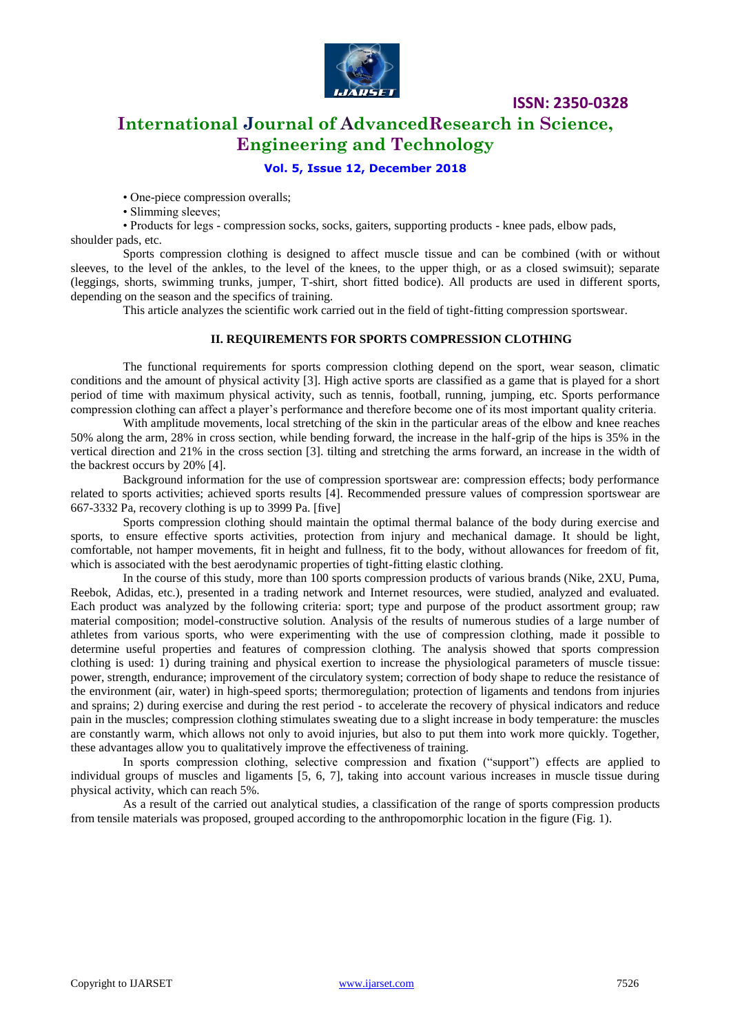• One-piece compression overalls;

• Slimming sleeves;

• Products for legs - compression socks, socks, gaiters, supporting products - knee pads, elbow pads, shoulder pads, etc.

Sports compression clothing is designed to affect muscle tissue and can be combined (with or without sleeves, to the level of the ankles, to the level of the knees, to the upper thigh, or as a closed swimsuit); separate (leggings, shorts, swimming trunks, jumper, T-shirt, short fitted bodice). All products are used in different sports, depending on the season and the specifics of training.

This article analyzes the scientific work carried out in the field of tight-fitting compression sportswear.

## II. REQUIREMENTS FOR SPORTS COMPRESSION CLOTHING

The functional requirements for sports compression clothing depend on the sport, wear season, climatic conditions and the amount of physical activity [3]. High active sports are classified as a game that is played for a short period of time with maximum physical activity, such as tennis, football, running, jumping, etc. Sports performance compression clothing can affect a player's performance and therefore become one of its most important quality criteria.

With amplitude movements, local stretching of the skin in the particular areas of the elbow and knee reaches 50% along the arm, 28% in cross section, while bending forward, the increase in the half-grip of the hips is 35% in the vertical direction and 21% in the cross section [3]. tilting and stretching the arms forward, an increase in the width of the backrest occurs by 20% [4].

Background information for the use of compression sportswear are: compression effects; body performance related to sports activities; achieved sports results [4]. Recommended pressure values of compression sportswear are 667-3332 Pa, recovery clothing is up to 3999 Pa. [five]

Sports compression clothing should maintain the optimal thermal balance of the body during exercise and sports, to ensure effective sports activities, protection from injury and mechanical damage. It should be light, comfortable, not hamper movements, fit in height and fullness, fit to the body, without allowances for freedom of fit, which is associated with the best aerodynamic properties of tight-fitting elastic clothing.

In the course of this study, more than 100 sports compression products of various brands (Nike, 2XU, Puma, Reebok, Adidas, etc.), presented in a trading network and Internet resources, were studied, analyzed and evaluated. Each product was analyzed by the following criteria: sport; type and purpose of the product assortment group; raw material composition; model-constructive solution. Analysis of the results of numerous studies of a large number of athletes from various sports, who were experimenting with the use of compression clothing, made it possible to determine useful properties and features of compression clothing. The analysis showed that sports compression clothing is used: 1) during training and physical exertion to increase the physiological parameters of muscle tissue: power, strength, endurance; improvement of the circulatory system; correction of body shape to reduce the resistance of the environment (air, water) in high-speed sports; thermoregulation; protection of ligaments and tendons from injuries and sprains; 2) during exercise and during the rest period - to accelerate the recovery of physical indicators and reduce pain in the muscles; compression clothing stimulates sweating due to a slight increase in body temperature: the muscles are constantly warm, which allows not only to avoid injuries, but also to put them into work more quickly. Together, these advantages allow you to qualitatively improve the effectiveness of training.

In sports compression clothing, selective compression and fixation ("support") effects are applied to individual groups of muscles and ligaments [5, 6, 7], taking into account various increases in muscle tissue during physical activity, which can reach 5%.

As a result of the carried out analytical studies, a classification of the range of sports compression products from tensile materials was proposed, grouped according to the anthropomorphic location in the figure (Fig. 1).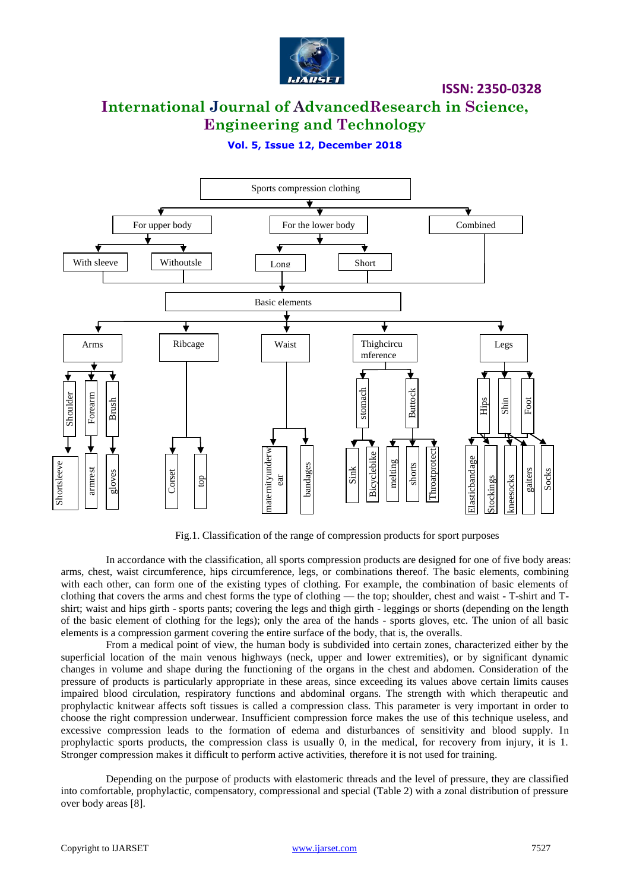- Sports compression clothing
  - For upper body
    - With sleeve
    - Withoutsle
  - For the lower body
    - Long
    - Short
  - Combined
- Basic elements
  - Arms
    - Shoulder → Shortsleeve
    - Forearm → armrest
    - Brush → gloves
  - Ribcage
    - Corset
    - top
  - Waist
    - maternityunderwear
    - bandages
  - Thighcircumference
    - stomach
    - Buttock
    - Sink, Bicyclebike, melting, shorts, Throatprotect
  - Legs
    - Hips
    - Shin
    - Foot
    - Elasticbandage, Stockings, kneesocks, gaiters, Socks

Fig.1. Classification of the range of compression products for sport purposes

In accordance with the classification, all sports compression products are designed for one of five body areas: arms, chest, waist circumference, hips circumference, legs, or combinations thereof. The basic elements, combining with each other, can form one of the existing types of clothing. For example, the combination of basic elements of clothing that covers the arms and chest forms the type of clothing — the top; shoulder, chest and waist - T-shirt and T-shirt; waist and hips girth - sports pants; covering the legs and thigh girth - leggings or shorts (depending on the length of the basic element of clothing for the legs); only the area of the hands - sports gloves, etc. The union of all basic elements is a compression garment covering the entire surface of the body, that is, the overalls.

From a medical point of view, the human body is subdivided into certain zones, characterized either by the superficial location of the main venous highways (neck, upper and lower extremities), or by significant dynamic changes in volume and shape during the functioning of the organs in the chest and abdomen. Consideration of the pressure of products is particularly appropriate in these areas, since exceeding its values above certain limits causes impaired blood circulation, respiratory functions and abdominal organs. The strength with which therapeutic and prophylactic knitwear affects soft tissues is called a compression class. This parameter is very important in order to choose the right compression underwear. Insufficient compression force makes the use of this technique useless, and excessive compression leads to the formation of edema and disturbances of sensitivity and blood supply. In prophylactic sports products, the compression class is usually 0, in the medical, for recovery from injury, it is 1. Stronger compression makes it difficult to perform active activities, therefore it is not used for training.

Depending on the purpose of products with elastomeric threads and the level of pressure, they are classified into comfortable, prophylactic, compensatory, compressional and special (Table 2) with a zonal distribution of pressure over body areas [8].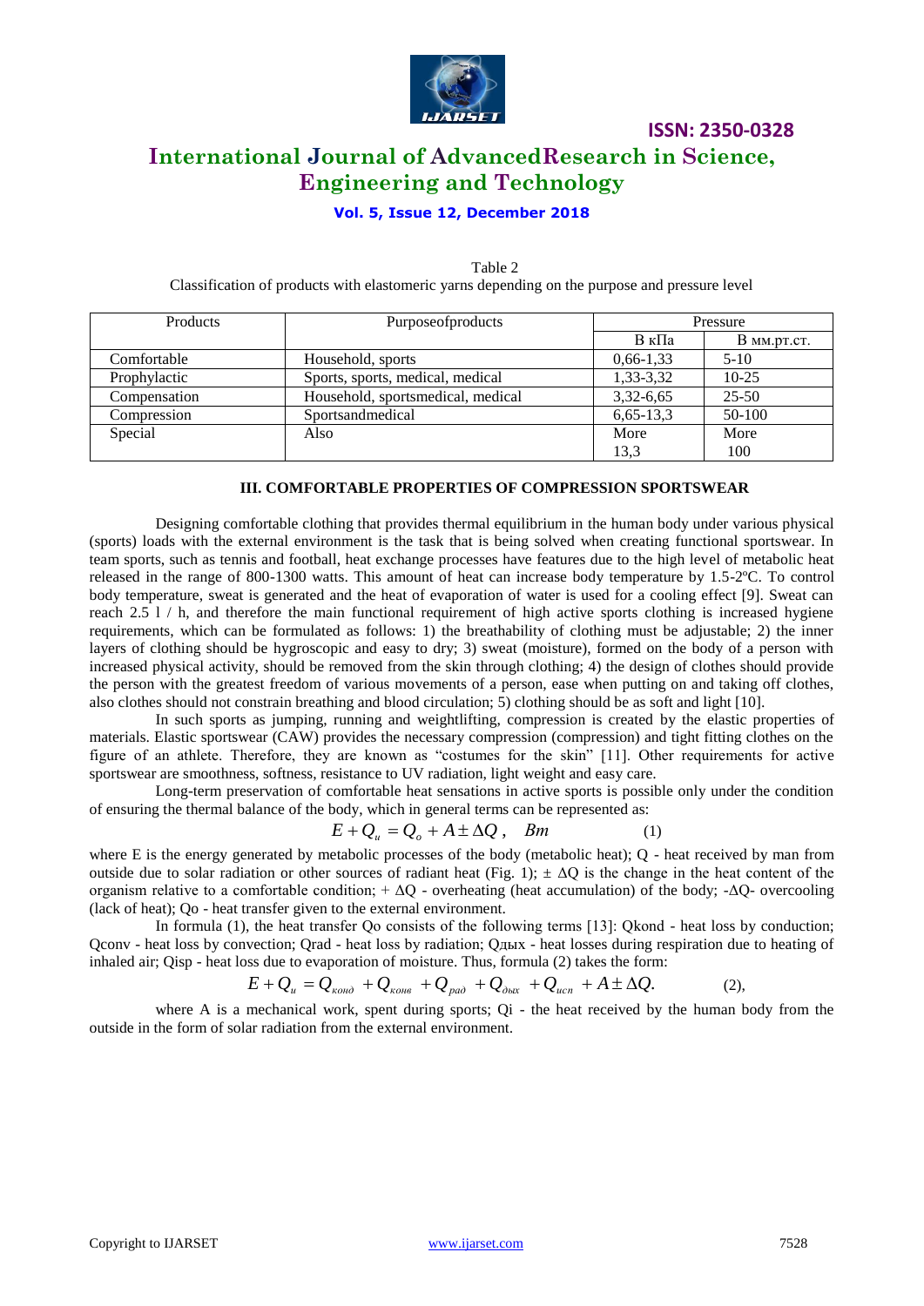Table 2

Classification of products with elastomeric yarns depending on the purpose and pressure level

| Products | Purposeofproducts | Pressure | |
|---|---|---|---|
| | | В кПа | В мм.рт.ст. |
| Comfortable | Household, sports | 0,66-1,33 | 5-10 |
| Prophylactic | Sports, sports, medical, medical | 1,33-3,32 | 10-25 |
| Compensation | Household, sportsmedical, medical | 3,32-6,65 | 25-50 |
| Compression | Sportsandmedical | 6,65-13,3 | 50-100 |
| Special | Also | More 13,3 | More 100 |

### III. COMFORTABLE PROPERTIES OF COMPRESSION SPORTSWEAR

Designing comfortable clothing that provides thermal equilibrium in the human body under various physical (sports) loads with the external environment is the task that is being solved when creating functional sportswear. In team sports, such as tennis and football, heat exchange processes have features due to the high level of metabolic heat released in the range of 800-1300 watts. This amount of heat can increase body temperature by 1.5-2ºC. To control body temperature, sweat is generated and the heat of evaporation of water is used for a cooling effect [9]. Sweat can reach 2.5 l / h, and therefore the main functional requirement of high active sports clothing is increased hygiene requirements, which can be formulated as follows: 1) the breathability of clothing must be adjustable; 2) the inner layers of clothing should be hygroscopic and easy to dry; 3) sweat (moisture), formed on the body of a person with increased physical activity, should be removed from the skin through clothing; 4) the design of clothes should provide the person with the greatest freedom of various movements of a person, ease when putting on and taking off clothes, also clothes should not constrain breathing and blood circulation; 5) clothing should be as soft and light [10].

In such sports as jumping, running and weightlifting, compression is created by the elastic properties of materials. Elastic sportswear (CAW) provides the necessary compression (compression) and tight fitting clothes on the figure of an athlete. Therefore, they are known as "costumes for the skin" [11]. Other requirements for active sportswear are smoothness, softness, resistance to UV radiation, light weight and easy care.

Long-term preservation of comfortable heat sensations in active sports is possible only under the condition of ensuring the thermal balance of the body, which in general terms can be represented as:

$$E + Q_и = Q_o + A \pm \Delta Q, \quad Вт \qquad (1)$$

where E is the energy generated by metabolic processes of the body (metabolic heat); Q - heat received by man from outside due to solar radiation or other sources of radiant heat (Fig. 1); ± ΔQ is the change in the heat content of the organism relative to a comfortable condition; + ΔQ - overheating (heat accumulation) of the body; -ΔQ- overcooling (lack of heat); Qo - heat transfer given to the external environment.

In formula (1), the heat transfer Qo consists of the following terms [13]: Qkond - heat loss by conduction; Qconv - heat loss by convection; Qrad - heat loss by radiation; Qдых - heat losses during respiration due to heating of inhaled air; Qisp - heat loss due to evaporation of moisture. Thus, formula (2) takes the form:

$$E + Q_и = Q_{конд} + Q_{конв} + Q_{рад} + Q_{дых} + Q_{исп} + A \pm \Delta Q. \qquad (2),$$

where A is a mechanical work, spent during sports; Qi - the heat received by the human body from the outside in the form of solar radiation from the external environment.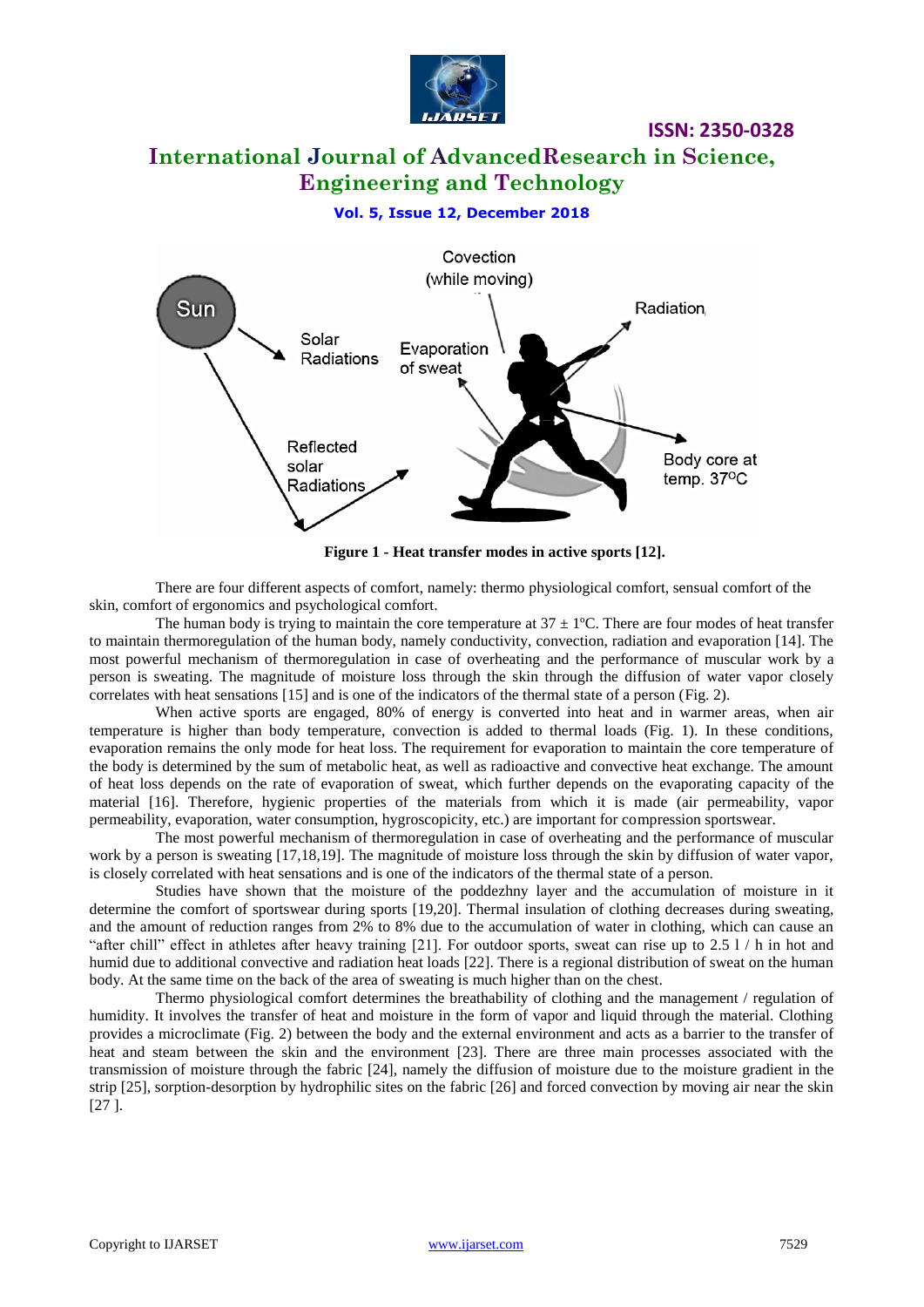Figure 1 - Heat transfer modes in active sports [12].

There are four different aspects of comfort, namely: thermo physiological comfort, sensual comfort of the skin, comfort of ergonomics and psychological comfort.

The human body is trying to maintain the core temperature at 37 ± 1ºC. There are four modes of heat transfer to maintain thermoregulation of the human body, namely conductivity, convection, radiation and evaporation [14]. The most powerful mechanism of thermoregulation in case of overheating and the performance of muscular work by a person is sweating. The magnitude of moisture loss through the skin through the diffusion of water vapor closely correlates with heat sensations [15] and is one of the indicators of the thermal state of a person (Fig. 2).

When active sports are engaged, 80% of energy is converted into heat and in warmer areas, when air temperature is higher than body temperature, convection is added to thermal loads (Fig. 1). In these conditions, evaporation remains the only mode for heat loss. The requirement for evaporation to maintain the core temperature of the body is determined by the sum of metabolic heat, as well as radioactive and convective heat exchange. The amount of heat loss depends on the rate of evaporation of sweat, which further depends on the evaporating capacity of the material [16]. Therefore, hygienic properties of the materials from which it is made (air permeability, vapor permeability, evaporation, water consumption, hygroscopicity, etc.) are important for compression sportswear.

The most powerful mechanism of thermoregulation in case of overheating and the performance of muscular work by a person is sweating [17,18,19]. The magnitude of moisture loss through the skin by diffusion of water vapor, is closely correlated with heat sensations and is one of the indicators of the thermal state of a person.

Studies have shown that the moisture of the poddezhny layer and the accumulation of moisture in it determine the comfort of sportswear during sports [19,20]. Thermal insulation of clothing decreases during sweating, and the amount of reduction ranges from 2% to 8% due to the accumulation of water in clothing, which can cause an "after chill" effect in athletes after heavy training [21]. For outdoor sports, sweat can rise up to 2.5 l / h in hot and humid due to additional convective and radiation heat loads [22]. There is a regional distribution of sweat on the human body. At the same time on the back of the area of sweating is much higher than on the chest.

Thermo physiological comfort determines the breathability of clothing and the management / regulation of humidity. It involves the transfer of heat and moisture in the form of vapor and liquid through the material. Clothing provides a microclimate (Fig. 2) between the body and the external environment and acts as a barrier to the transfer of heat and steam between the skin and the environment [23]. There are three main processes associated with the transmission of moisture through the fabric [24], namely the diffusion of moisture due to the moisture gradient in the strip [25], sorption-desorption by hydrophilic sites on the fabric [26] and forced convection by moving air near the skin [27 ].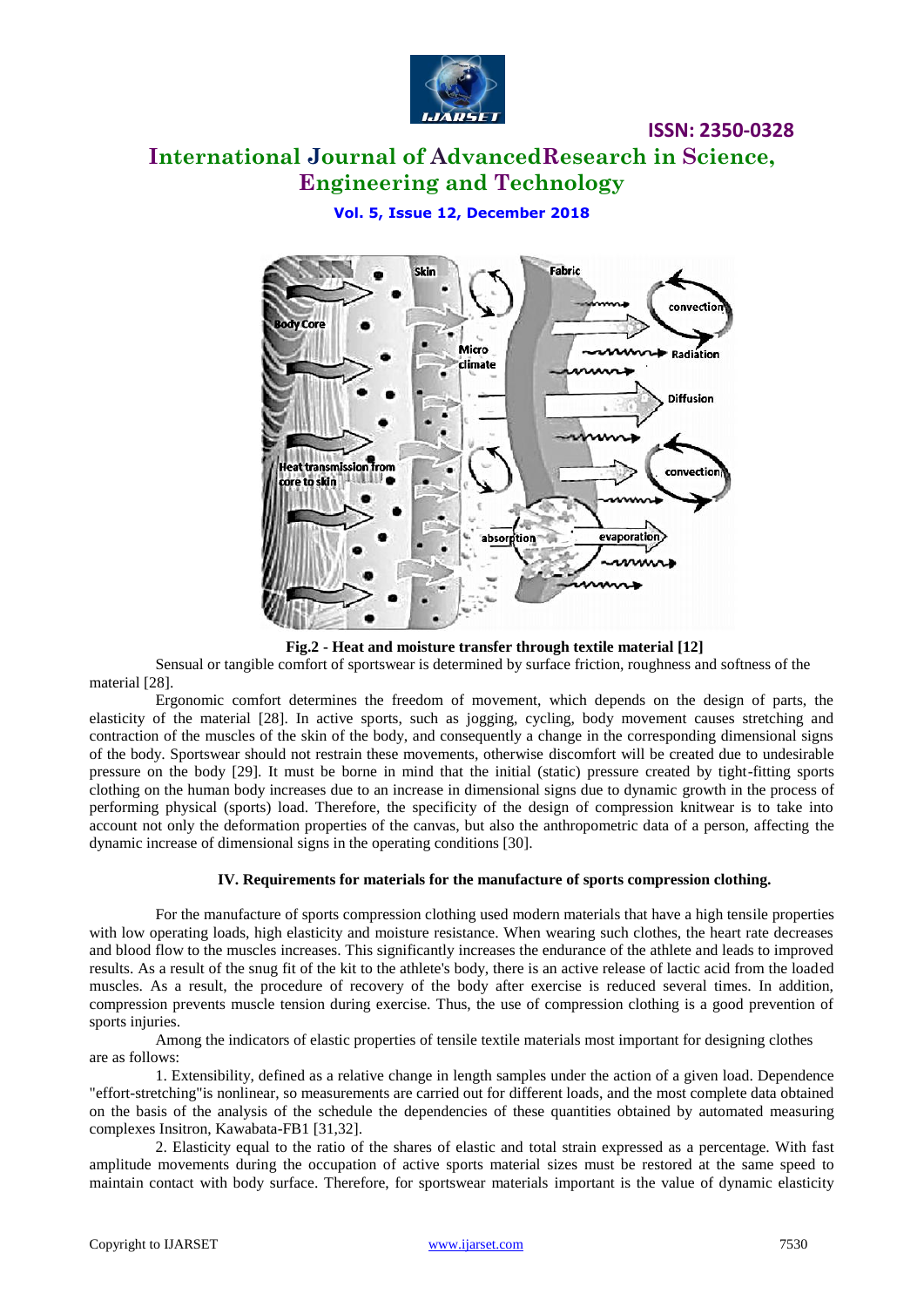Fig.2 - Heat and moisture transfer through textile material [12]

Sensual or tangible comfort of sportswear is determined by surface friction, roughness and softness of the material [28].

Ergonomic comfort determines the freedom of movement, which depends on the design of parts, the elasticity of the material [28]. In active sports, such as jogging, cycling, body movement causes stretching and contraction of the muscles of the skin of the body, and consequently a change in the corresponding dimensional signs of the body. Sportswear should not restrain these movements, otherwise discomfort will be created due to undesirable pressure on the body [29]. It must be borne in mind that the initial (static) pressure created by tight-fitting sports clothing on the human body increases due to an increase in dimensional signs due to dynamic growth in the process of performing physical (sports) load. Therefore, the specificity of the design of compression knitwear is to take into account not only the deformation properties of the canvas, but also the anthropometric data of a person, affecting the dynamic increase of dimensional signs in the operating conditions [30].

## IV. Requirements for materials for the manufacture of sports compression clothing.

For the manufacture of sports compression clothing used modern materials that have a high tensile properties with low operating loads, high elasticity and moisture resistance. When wearing such clothes, the heart rate decreases and blood flow to the muscles increases. This significantly increases the endurance of the athlete and leads to improved results. As a result of the snug fit of the kit to the athlete's body, there is an active release of lactic acid from the loaded muscles. As a result, the procedure of recovery of the body after exercise is reduced several times. In addition, compression prevents muscle tension during exercise. Thus, the use of compression clothing is a good prevention of sports injuries.

Among the indicators of elastic properties of tensile textile materials most important for designing clothes are as follows:

1. Extensibility, defined as a relative change in length samples under the action of a given load. Dependence "effort-stretching"is nonlinear, so measurements are carried out for different loads, and the most complete data obtained on the basis of the analysis of the schedule the dependencies of these quantities obtained by automated measuring complexes Insitron, Kawabata-FB1 [31,32].

2. Elasticity equal to the ratio of the shares of elastic and total strain expressed as a percentage. With fast amplitude movements during the occupation of active sports material sizes must be restored at the same speed to maintain contact with body surface. Therefore, for sportswear materials important is the value of dynamic elasticity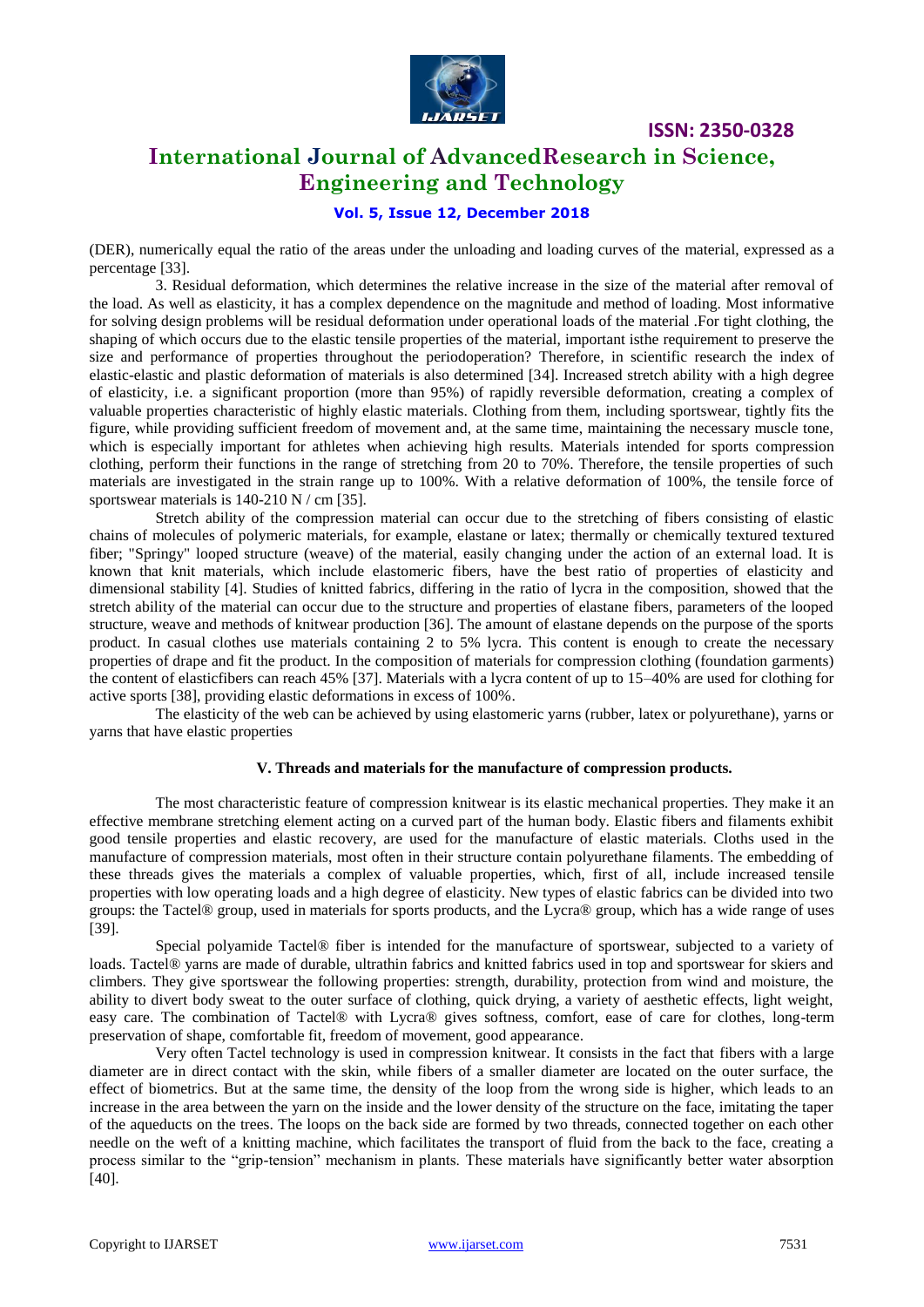(DER), numerically equal the ratio of the areas under the unloading and loading curves of the material, expressed as a percentage [33].

3. Residual deformation, which determines the relative increase in the size of the material after removal of the load. As well as elasticity, it has a complex dependence on the magnitude and method of loading. Most informative for solving design problems will be residual deformation under operational loads of the material .For tight clothing, the shaping of which occurs due to the elastic tensile properties of the material, important isthe requirement to preserve the size and performance of properties throughout the periodoperation? Therefore, in scientific research the index of elastic-elastic and plastic deformation of materials is also determined [34]. Increased stretch ability with a high degree of elasticity, i.e. a significant proportion (more than 95%) of rapidly reversible deformation, creating a complex of valuable properties characteristic of highly elastic materials. Clothing from them, including sportswear, tightly fits the figure, while providing sufficient freedom of movement and, at the same time, maintaining the necessary muscle tone, which is especially important for athletes when achieving high results. Materials intended for sports compression clothing, perform their functions in the range of stretching from 20 to 70%. Therefore, the tensile properties of such materials are investigated in the strain range up to 100%. With a relative deformation of 100%, the tensile force of sportswear materials is 140-210 N / cm [35].

Stretch ability of the compression material can occur due to the stretching of fibers consisting of elastic chains of molecules of polymeric materials, for example, elastane or latex; thermally or chemically textured textured fiber; "Springy" looped structure (weave) of the material, easily changing under the action of an external load. It is known that knit materials, which include elastomeric fibers, have the best ratio of properties of elasticity and dimensional stability [4]. Studies of knitted fabrics, differing in the ratio of lycra in the composition, showed that the stretch ability of the material can occur due to the structure and properties of elastane fibers, parameters of the looped structure, weave and methods of knitwear production [36]. The amount of elastane depends on the purpose of the sports product. In casual clothes use materials containing 2 to 5% lycra. This content is enough to create the necessary properties of drape and fit the product. In the composition of materials for compression clothing (foundation garments) the content of elasticfibers can reach 45% [37]. Materials with a lycra content of up to 15–40% are used for clothing for active sports [38], providing elastic deformations in excess of 100%.

The elasticity of the web can be achieved by using elastomeric yarns (rubber, latex or polyurethane), yarns or yarns that have elastic properties

## V. Threads and materials for the manufacture of compression products.

The most characteristic feature of compression knitwear is its elastic mechanical properties. They make it an effective membrane stretching element acting on a curved part of the human body. Elastic fibers and filaments exhibit good tensile properties and elastic recovery, are used for the manufacture of elastic materials. Cloths used in the manufacture of compression materials, most often in their structure contain polyurethane filaments. The embedding of these threads gives the materials a complex of valuable properties, which, first of all, include increased tensile properties with low operating loads and a high degree of elasticity. New types of elastic fabrics can be divided into two groups: the Tactel® group, used in materials for sports products, and the Lycra® group, which has a wide range of uses [39].

Special polyamide Tactel® fiber is intended for the manufacture of sportswear, subjected to a variety of loads. Tactel® yarns are made of durable, ultrathin fabrics and knitted fabrics used in top and sportswear for skiers and climbers. They give sportswear the following properties: strength, durability, protection from wind and moisture, the ability to divert body sweat to the outer surface of clothing, quick drying, a variety of aesthetic effects, light weight, easy care. The combination of Tactel® with Lycra® gives softness, comfort, ease of care for clothes, long-term preservation of shape, comfortable fit, freedom of movement, good appearance.

Very often Tactel technology is used in compression knitwear. It consists in the fact that fibers with a large diameter are in direct contact with the skin, while fibers of a smaller diameter are located on the outer surface, the effect of biometrics. But at the same time, the density of the loop from the wrong side is higher, which leads to an increase in the area between the yarn on the inside and the lower density of the structure on the face, imitating the taper of the aqueducts on the trees. The loops on the back side are formed by two threads, connected together on each other needle on the weft of a knitting machine, which facilitates the transport of fluid from the back to the face, creating a process similar to the "grip-tension" mechanism in plants. These materials have significantly better water absorption [40].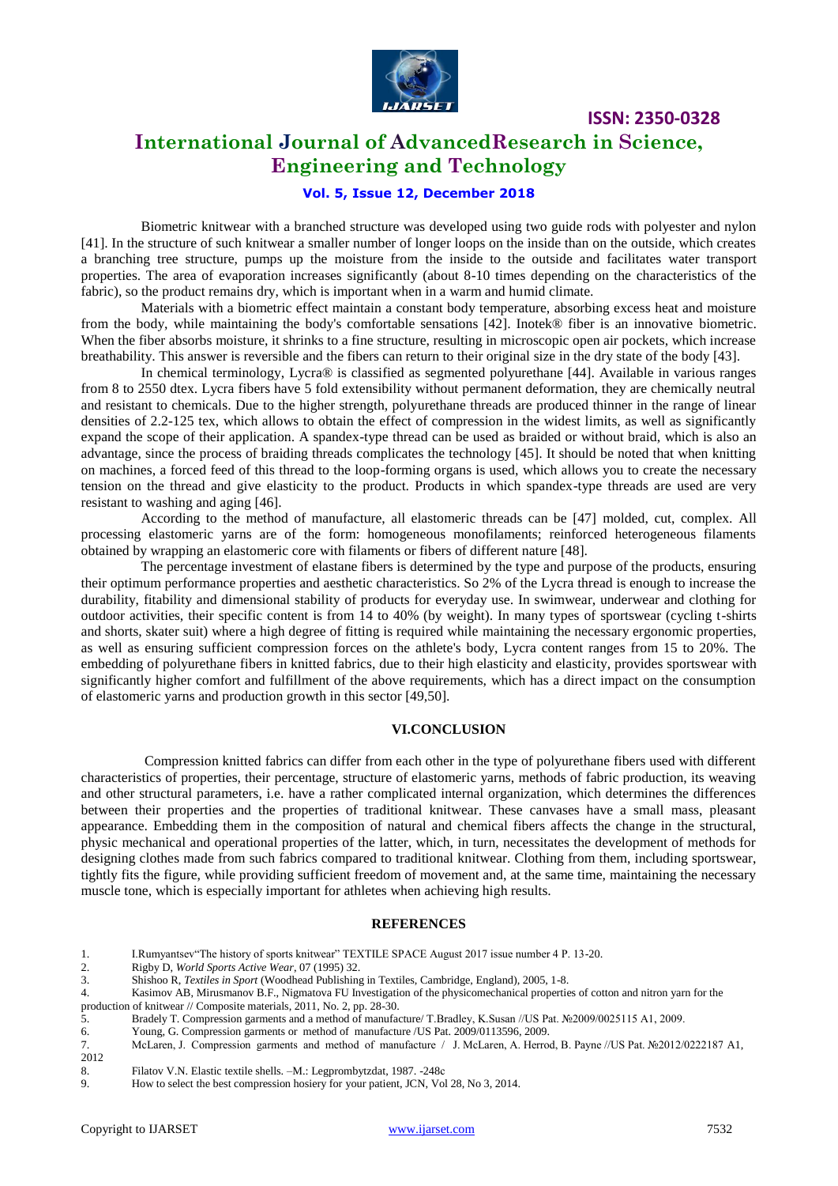Biometric knitwear with a branched structure was developed using two guide rods with polyester and nylon [41]. In the structure of such knitwear a smaller number of longer loops on the inside than on the outside, which creates a branching tree structure, pumps up the moisture from the inside to the outside and facilitates water transport properties. The area of evaporation increases significantly (about 8-10 times depending on the characteristics of the fabric), so the product remains dry, which is important when in a warm and humid climate.

Materials with a biometric effect maintain a constant body temperature, absorbing excess heat and moisture from the body, while maintaining the body's comfortable sensations [42]. Inotek® fiber is an innovative biometric. When the fiber absorbs moisture, it shrinks to a fine structure, resulting in microscopic open air pockets, which increase breathability. This answer is reversible and the fibers can return to their original size in the dry state of the body [43].

In chemical terminology, Lycra® is classified as segmented polyurethane [44]. Available in various ranges from 8 to 2550 dtex. Lycra fibers have 5 fold extensibility without permanent deformation, they are chemically neutral and resistant to chemicals. Due to the higher strength, polyurethane threads are produced thinner in the range of linear densities of 2.2-125 tex, which allows to obtain the effect of compression in the widest limits, as well as significantly expand the scope of their application. A spandex-type thread can be used as braided or without braid, which is also an advantage, since the process of braiding threads complicates the technology [45]. It should be noted that when knitting on machines, a forced feed of this thread to the loop-forming organs is used, which allows you to create the necessary tension on the thread and give elasticity to the product. Products in which spandex-type threads are used are very resistant to washing and aging [46].

According to the method of manufacture, all elastomeric threads can be [47] molded, cut, complex. All processing elastomeric yarns are of the form: homogeneous monofilaments; reinforced heterogeneous filaments obtained by wrapping an elastomeric core with filaments or fibers of different nature [48].

The percentage investment of elastane fibers is determined by the type and purpose of the products, ensuring their optimum performance properties and aesthetic characteristics. So 2% of the Lycra thread is enough to increase the durability, fitability and dimensional stability of products for everyday use. In swimwear, underwear and clothing for outdoor activities, their specific content is from 14 to 40% (by weight). In many types of sportswear (cycling t-shirts and shorts, skater suit) where a high degree of fitting is required while maintaining the necessary ergonomic properties, as well as ensuring sufficient compression forces on the athlete's body, Lycra content ranges from 15 to 20%. The embedding of polyurethane fibers in knitted fabrics, due to their high elasticity and elasticity, provides sportswear with significantly higher comfort and fulfillment of the above requirements, which has a direct impact on the consumption of elastomeric yarns and production growth in this sector [49,50].

## VI.CONCLUSION

Compression knitted fabrics can differ from each other in the type of polyurethane fibers used with different characteristics of properties, their percentage, structure of elastomeric yarns, methods of fabric production, its weaving and other structural parameters, i.e. have a rather complicated internal organization, which determines the differences between their properties and the properties of traditional knitwear. These canvases have a small mass, pleasant appearance. Embedding them in the composition of natural and chemical fibers affects the change in the structural, physic mechanical and operational properties of the latter, which, in turn, necessitates the development of methods for designing clothes made from such fabrics compared to traditional knitwear. Clothing from them, including sportswear, tightly fits the figure, while providing sufficient freedom of movement and, at the same time, maintaining the necessary muscle tone, which is especially important for athletes when achieving high results.

## REFERENCES

1. I.Rumyantsev"The history of sports knitwear" TEXTILE SPACE August 2017 issue number 4 P. 13-20.
2. Rigby D, *World Sports Active Wear*, 07 (1995) 32.
3. Shishoo R, *Textiles in Sport* (Woodhead Publishing in Textiles, Cambridge, England), 2005, 1-8.
4. Kasimov AB, Mirusmanov B.F., Nigmatova FU Investigation of the physicomechanical properties of cotton and nitron yarn for the production of knitwear // Composite materials, 2011, No. 2, pp. 28-30.
5. Bradely T. Compression garments and a method of manufacture/ T.Bradley, K.Susan //US Pat. №2009/0025115 A1, 2009.
6. Young, G. Compression garments or method of manufacture /US Pat. 2009/0113596, 2009.
7. McLaren, J. Compression garments and method of manufacture / J. McLaren, A. Herrod, B. Payne //US Pat. №2012/0222187 A1, 2012
8. Filatov V.N. Elastic textile shells. –M.: Legprombytzdat, 1987. -248c
9. How to select the best compression hosiery for your patient, JCN, Vol 28, No 3, 2014.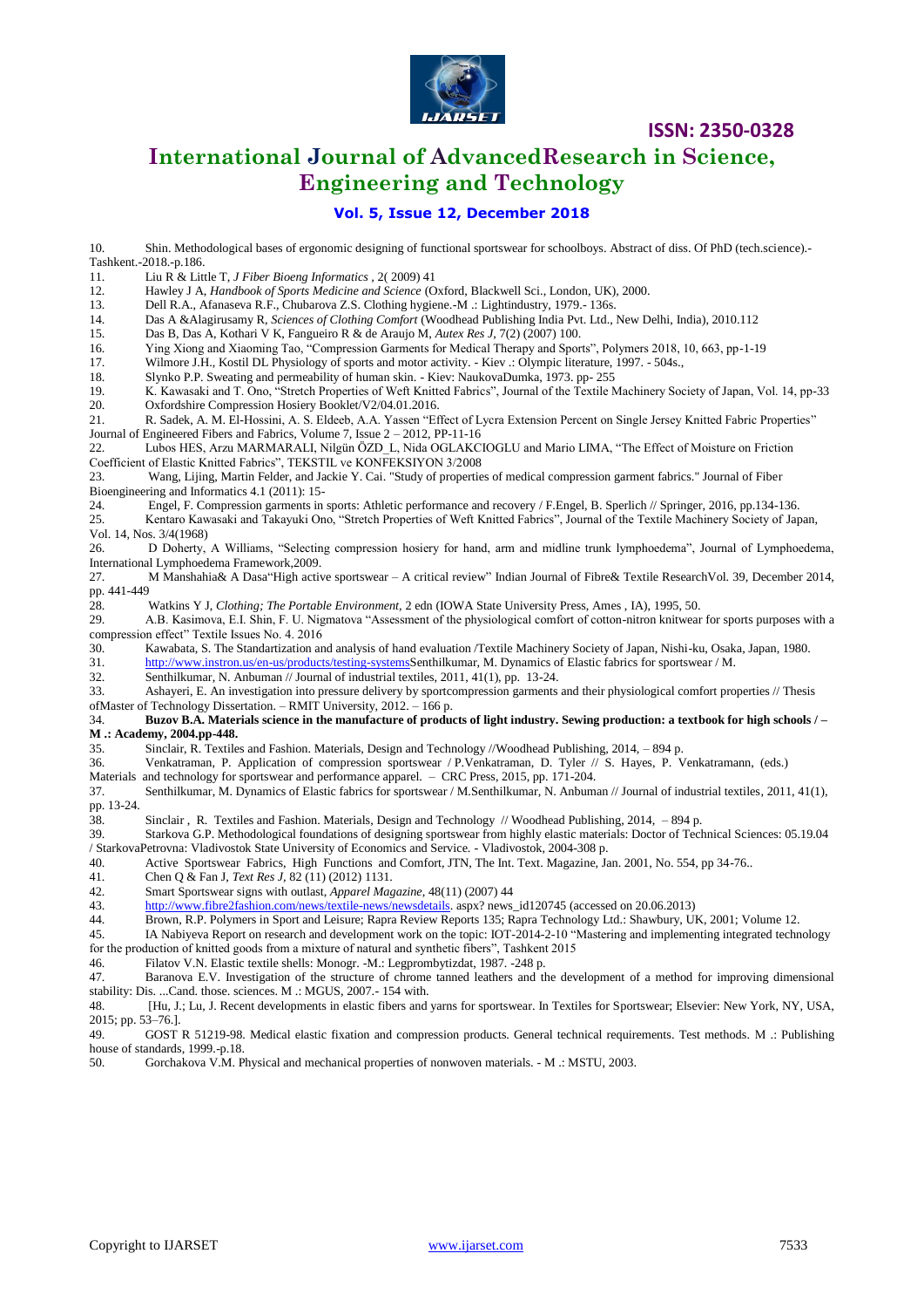10. Shin. Methodological bases of ergonomic designing of functional sportswear for schoolboys. Abstract of diss. Of PhD (tech.science).- Tashkent.-2018.-p.186.
11. Liu R & Little T, *J Fiber Bioeng Informatics* , 2( 2009) 41
12. Hawley J A, *Handbook of Sports Medicine and Science* (Oxford, Blackwell Sci., London, UK), 2000.
13. Dell R.A., Afanaseva R.F., Chubarova Z.S. Clothing hygiene.-M .: Lightindustry, 1979.- 136s.
14. Das A &Alagirusamy R, *Sciences of Clothing Comfort* (Woodhead Publishing India Pvt. Ltd., New Delhi, India), 2010.112
15. Das B, Das A, Kothari V K, Fangueiro R & de Araujo M, *Autex Res J*, 7(2) (2007) 100.
16. Ying Xiong and Xiaoming Tao, "Compression Garments for Medical Therapy and Sports", Polymers 2018, 10, 663, pp-1-19
17. Wilmore J.H., Kostil DL Physiology of sports and motor activity. - Kiev .: Olympic literature, 1997. - 504s.,
18. Slynko P.P. Sweating and permeability of human skin. - Kiev: NaukovaDumka, 1973. pp- 255
19. K. Kawasaki and T. Ono, "Stretch Properties of Weft Knitted Fabrics", Journal of the Textile Machinery Society of Japan, Vol. 14, pp-33
20. Oxfordshire Compression Hosiery Booklet/V2/04.01.2016.
21. R. Sadek, A. M. El-Hossini, A. S. Eldeeb, A.A. Yassen "Effect of Lycra Extension Percent on Single Jersey Knitted Fabric Properties" Journal of Engineered Fibers and Fabrics, Volume 7, Issue 2 – 2012, PP-11-16
22. Lubos HES, Arzu MARMARALI, Nilgün ÖZD_L, Nida OGLAKCIOGLU and Mario LIMA, "The Effect of Moisture on Friction Coefficient of Elastic Knitted Fabrics", TEKSTIL ve KONFEKSIYON 3/2008
23. Wang, Lijing, Martin Felder, and Jackie Y. Cai. "Study of properties of medical compression garment fabrics." Journal of Fiber Bioengineering and Informatics 4.1 (2011): 15-
24. Engel, F. Compression garments in sports: Athletic performance and recovery / F.Engel, B. Sperlich // Springer, 2016, pp.134-136.
25. Kentaro Kawasaki and Takayuki Ono, "Stretch Properties of Weft Knitted Fabrics", Journal of the Textile Machinery Society of Japan, Vol. 14, Nos. 3/4(1968)
26. D Doherty, A Williams, "Selecting compression hosiery for hand, arm and midline trunk lymphoedema", Journal of Lymphoedema, International Lymphoedema Framework,2009.
27. M Manshahia& A Dasa"High active sportswear – A critical review" Indian Journal of Fibre& Textile ResearchVol. 39, December 2014, pp. 441-449
28. Watkins Y J, *Clothing; The Portable Environment*, 2 edn (IOWA State University Press, Ames , IA), 1995, 50.
29. A.B. Kasimova, E.I. Shin, F. U. Nigmatova "Assessment of the physiological comfort of cotton-nitron knitwear for sports purposes with a compression effect" Textile Issues No. 4. 2016
30. Kawabata, S. The Standartization and analysis of hand evaluation /Textile Machinery Society of Japan, Nishi-ku, Osaka, Japan, 1980.
31. http://www.instron.us/en-us/products/testing-systemsSenthilkumar, M. Dynamics of Elastic fabrics for sportswear / M.
32. Senthilkumar, N. Anbuman // Journal of industrial textiles, 2011, 41(1), pp. 13-24.
33. Ashayeri, E. An investigation into pressure delivery by sportcompression garments and their physiological comfort properties // Thesis ofMaster of Technology Dissertation. – RMIT University, 2012. – 166 p.
34. **Buzov B.A. Materials science in the manufacture of products of light industry. Sewing production: a textbook for high schools / – M .: Academy, 2004.pp-448.**
35. Sinclair, R. Textiles and Fashion. Materials, Design and Technology //Woodhead Publishing, 2014, – 894 p.
36. Venkatraman, P. Application of compression sportswear / P.Venkatraman, D. Tyler // S. Hayes, P. Venkatramann, (eds.) Materials and technology for sportswear and performance apparel. – CRC Press, 2015, pp. 171-204.
37. Senthilkumar, M. Dynamics of Elastic fabrics for sportswear / M.Senthilkumar, N. Anbuman // Journal of industrial textiles, 2011, 41(1), pp. 13-24.
38. Sinclair , R. Textiles and Fashion. Materials, Design and Technology // Woodhead Publishing, 2014, – 894 p.
39. Starkova G.P. Methodological foundations of designing sportswear from highly elastic materials: Doctor of Technical Sciences: 05.19.04 / StarkovaPetrovna: Vladivostok State University of Economics and Service. - Vladivostok, 2004-308 p.
40. Active Sportswear Fabrics, High Functions and Comfort, JTN, The Int. Text. Magazine, Jan. 2001, No. 554, pp 34-76..
41. Chen Q & Fan J, *Text Res J*, 82 (11) (2012) 1131.
42. Smart Sportswear signs with outlast, *Apparel Magazine*, 48(11) (2007) 44
43. http://www.fibre2fashion.com/news/textile-news/newsdetails. aspx? news_id120745 (accessed on 20.06.2013)
44. Brown, R.P. Polymers in Sport and Leisure; Rapra Review Reports 135; Rapra Technology Ltd.: Shawbury, UK, 2001; Volume 12.
45. IA Nabiyeva Report on research and development work on the topic: IOT-2014-2-10 "Mastering and implementing integrated technology for the production of knitted goods from a mixture of natural and synthetic fibers", Tashkent 2015
46. Filatov V.N. Elastic textile shells: Monogr. -M.: Legprombytizdat, 1987. -248 p.
47. Baranova E.V. Investigation of the structure of chrome tanned leathers and the development of a method for improving dimensional stability: Dis. ...Cand. those. sciences. M .: MGUS, 2007.- 154 with.
48. [Hu, J.; Lu, J. Recent developments in elastic fibers and yarns for sportswear. In Textiles for Sportswear; Elsevier: New York, NY, USA, 2015; pp. 53–76.].
49. GOST R 51219-98. Medical elastic fixation and compression products. General technical requirements. Test methods. M .: Publishing house of standards, 1999.-p.18.
50. Gorchakova V.M. Physical and mechanical properties of nonwoven materials. - M .: MSTU, 2003.